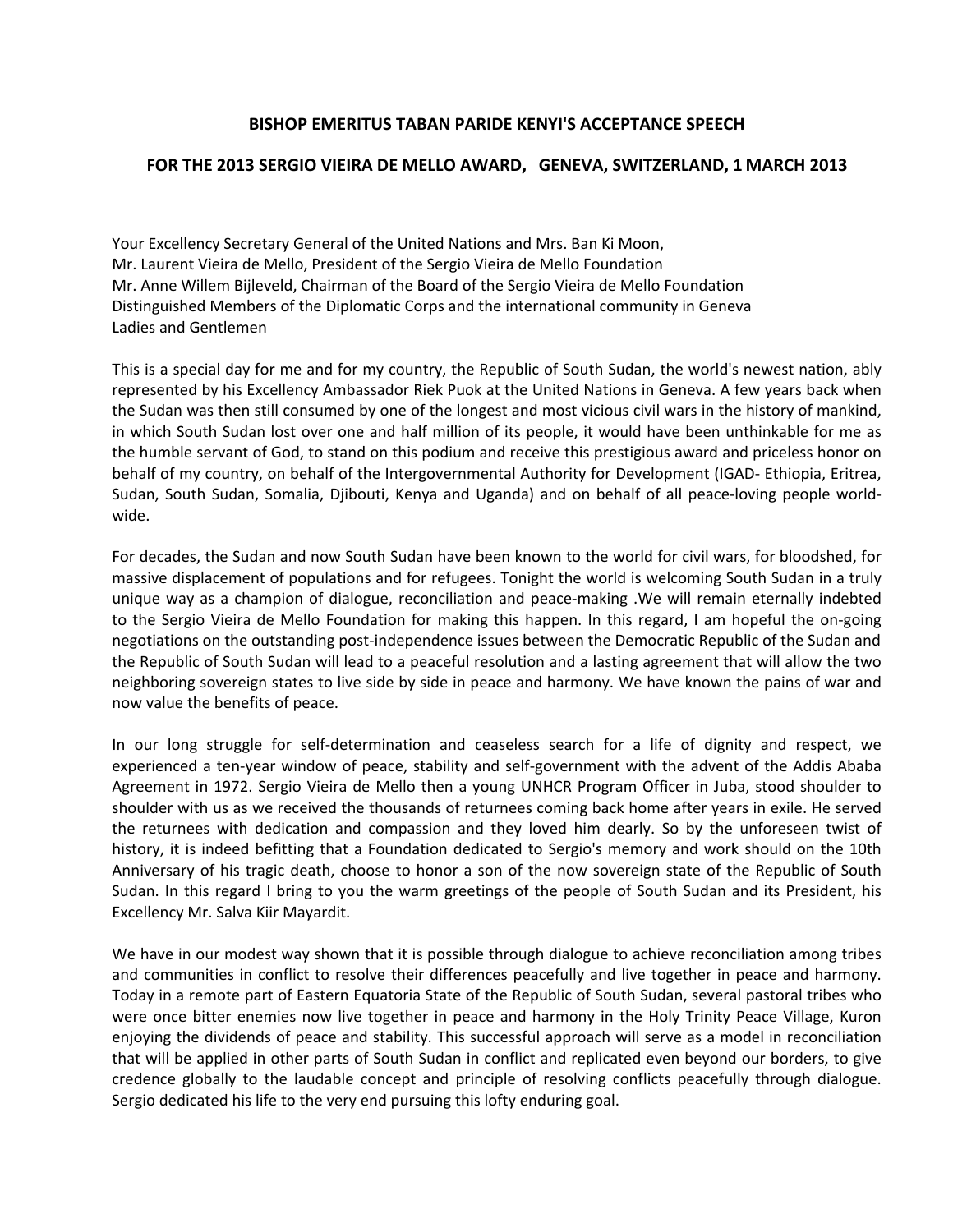## BISHOP EMERITUS TABAN PARIDE KENYI'S ACCEPTANCE SPEECH

## FOR THE 2013 SERGIO VIEIRA DE MELLO AWARD, GENEVA, SWITZERLAND, 1 MARCH 2013

Your Excellency Secretary General of the United Nations and Mrs. Ban Ki Moon,
Mr. Laurent Vieira de Mello, President of the Sergio Vieira de Mello Foundation
Mr. Anne Willem Bijleveld, Chairman of the Board of the Sergio Vieira de Mello Foundation
Distinguished Members of the Diplomatic Corps and the international community in Geneva
Ladies and Gentlemen

This is a special day for me and for my country, the Republic of South Sudan, the world's newest nation, ably represented by his Excellency Ambassador Riek Puok at the United Nations in Geneva. A few years back when the Sudan was then still consumed by one of the longest and most vicious civil wars in the history of mankind, in which South Sudan lost over one and half million of its people, it would have been unthinkable for me as the humble servant of God, to stand on this podium and receive this prestigious award and priceless honor on behalf of my country, on behalf of the Intergovernmental Authority for Development (IGAD- Ethiopia, Eritrea, Sudan, South Sudan, Somalia, Djibouti, Kenya and Uganda) and on behalf of all peace-loving people world-wide.

For decades, the Sudan and now South Sudan have been known to the world for civil wars, for bloodshed, for massive displacement of populations and for refugees. Tonight the world is welcoming South Sudan in a truly unique way as a champion of dialogue, reconciliation and peace-making .We will remain eternally indebted to the Sergio Vieira de Mello Foundation for making this happen. In this regard, I am hopeful the on-going negotiations on the outstanding post-independence issues between the Democratic Republic of the Sudan and the Republic of South Sudan will lead to a peaceful resolution and a lasting agreement that will allow the two neighboring sovereign states to live side by side in peace and harmony. We have known the pains of war and now value the benefits of peace.

In our long struggle for self-determination and ceaseless search for a life of dignity and respect, we experienced a ten-year window of peace, stability and self-government with the advent of the Addis Ababa Agreement in 1972. Sergio Vieira de Mello then a young UNHCR Program Officer in Juba, stood shoulder to shoulder with us as we received the thousands of returnees coming back home after years in exile. He served the returnees with dedication and compassion and they loved him dearly. So by the unforeseen twist of history, it is indeed befitting that a Foundation dedicated to Sergio's memory and work should on the 10th Anniversary of his tragic death, choose to honor a son of the now sovereign state of the Republic of South Sudan. In this regard I bring to you the warm greetings of the people of South Sudan and its President, his Excellency Mr. Salva Kiir Mayardit.

We have in our modest way shown that it is possible through dialogue to achieve reconciliation among tribes and communities in conflict to resolve their differences peacefully and live together in peace and harmony. Today in a remote part of Eastern Equatoria State of the Republic of South Sudan, several pastoral tribes who were once bitter enemies now live together in peace and harmony in the Holy Trinity Peace Village, Kuron enjoying the dividends of peace and stability. This successful approach will serve as a model in reconciliation that will be applied in other parts of South Sudan in conflict and replicated even beyond our borders, to give credence globally to the laudable concept and principle of resolving conflicts peacefully through dialogue. Sergio dedicated his life to the very end pursuing this lofty enduring goal.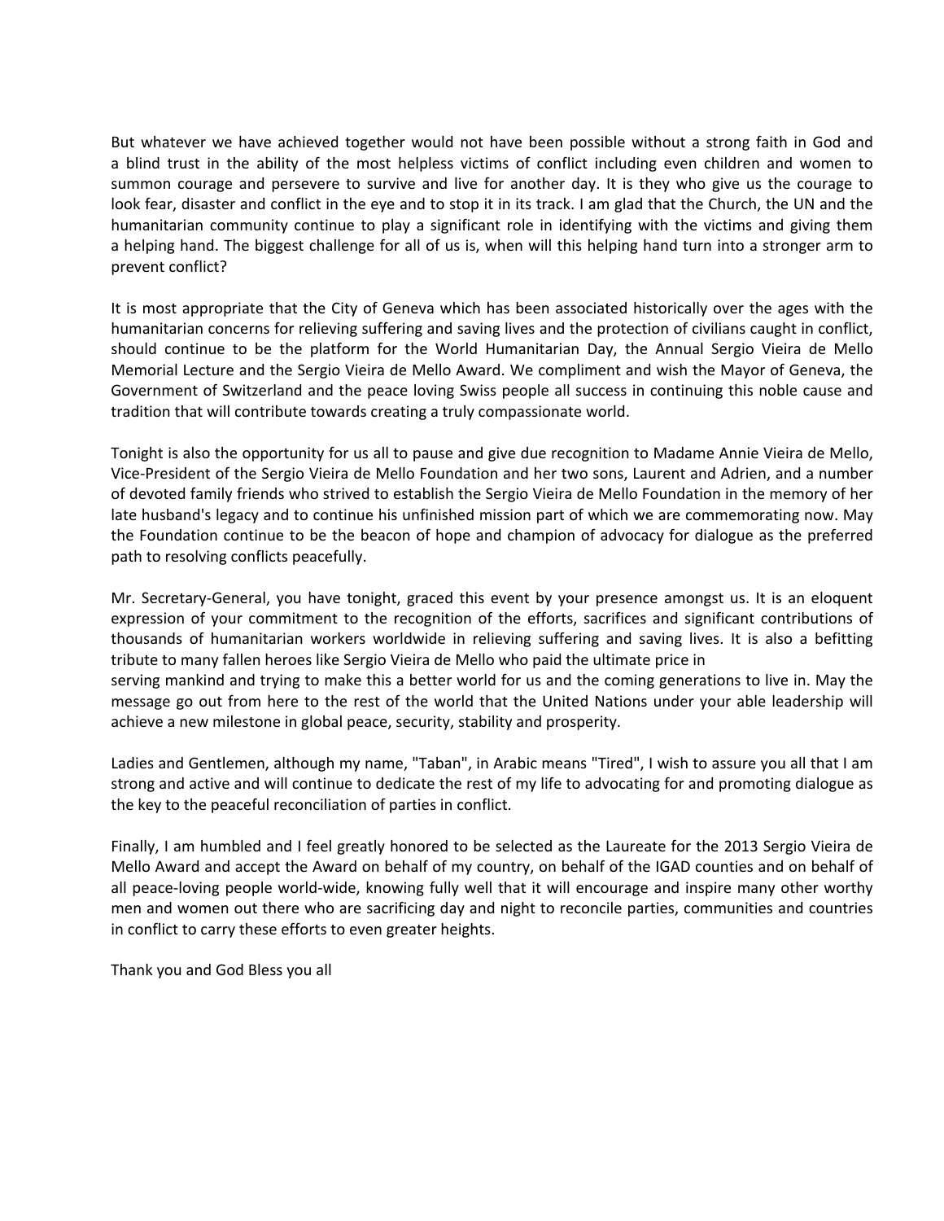But whatever we have achieved together would not have been possible without a strong faith in God and a blind trust in the ability of the most helpless victims of conflict including even children and women to summon courage and persevere to survive and live for another day. It is they who give us the courage to look fear, disaster and conflict in the eye and to stop it in its track. I am glad that the Church, the UN and the humanitarian community continue to play a significant role in identifying with the victims and giving them a helping hand. The biggest challenge for all of us is, when will this helping hand turn into a stronger arm to prevent conflict?

It is most appropriate that the City of Geneva which has been associated historically over the ages with the humanitarian concerns for relieving suffering and saving lives and the protection of civilians caught in conflict, should continue to be the platform for the World Humanitarian Day, the Annual Sergio Vieira de Mello Memorial Lecture and the Sergio Vieira de Mello Award. We compliment and wish the Mayor of Geneva, the Government of Switzerland and the peace loving Swiss people all success in continuing this noble cause and tradition that will contribute towards creating a truly compassionate world.

Tonight is also the opportunity for us all to pause and give due recognition to Madame Annie Vieira de Mello, Vice-President of the Sergio Vieira de Mello Foundation and her two sons, Laurent and Adrien, and a number of devoted family friends who strived to establish the Sergio Vieira de Mello Foundation in the memory of her late husband's legacy and to continue his unfinished mission part of which we are commemorating now. May the Foundation continue to be the beacon of hope and champion of advocacy for dialogue as the preferred path to resolving conflicts peacefully.

Mr. Secretary-General, you have tonight, graced this event by your presence amongst us. It is an eloquent expression of your commitment to the recognition of the efforts, sacrifices and significant contributions of thousands of humanitarian workers worldwide in relieving suffering and saving lives. It is also a befitting tribute to many fallen heroes like Sergio Vieira de Mello who paid the ultimate price in serving mankind and trying to make this a better world for us and the coming generations to live in. May the message go out from here to the rest of the world that the United Nations under your able leadership will achieve a new milestone in global peace, security, stability and prosperity.

Ladies and Gentlemen, although my name, "Taban", in Arabic means "Tired", I wish to assure you all that I am strong and active and will continue to dedicate the rest of my life to advocating for and promoting dialogue as the key to the peaceful reconciliation of parties in conflict.

Finally, I am humbled and I feel greatly honored to be selected as the Laureate for the 2013 Sergio Vieira de Mello Award and accept the Award on behalf of my country, on behalf of the IGAD counties and on behalf of all peace-loving people world-wide, knowing fully well that it will encourage and inspire many other worthy men and women out there who are sacrificing day and night to reconcile parties, communities and countries in conflict to carry these efforts to even greater heights.

Thank you and God Bless you all